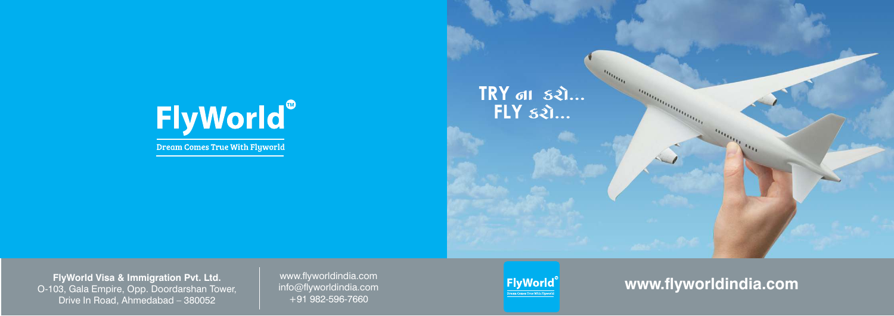# FlyWorld™

Dream Comes True With Flyworld

TRY ના કરો...
FLY કરો...

**FlyWorld Visa & Immigration Pvt. Ltd.**
O-103, Gala Empire, Opp. Doordarshan Tower,
Drive In Road, Ahmedabad – 380052

www.flyworldindia.com
info@flyworldindia.com
+91 982-596-7660

FlyWorld
Dream Comes True With Flyworld

**www.flyworldindia.com**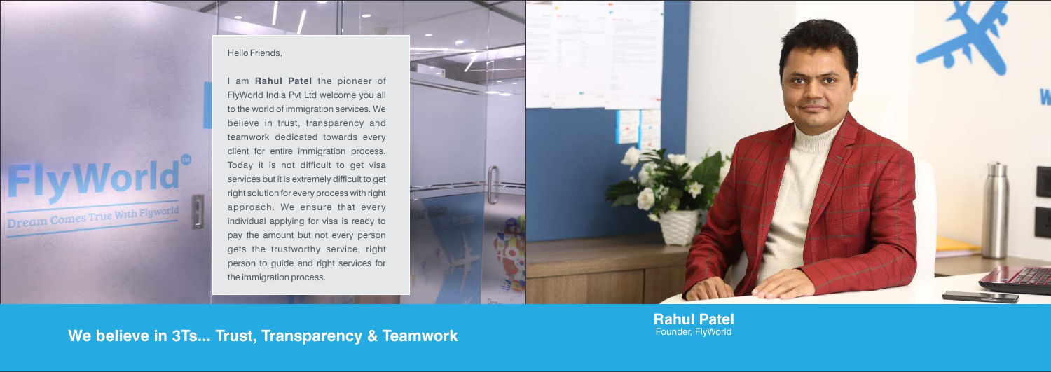Hello Friends,

I am **Rahul Patel** the pioneer of FlyWorld India Pvt Ltd welcome you all to the world of immigration services. We believe in trust, transparency and teamwork dedicated towards every client for entire immigration process. Today it is not difficult to get visa services but it is extremely difficult to get right solution for every process with right approach. We ensure that every individual applying for visa is ready to pay the amount but not every person gets the trustworthy service, right person to guide and right services for the immigration process.

**We believe in 3Ts... Trust, Transparency & Teamwork**

**Rahul Patel**
Founder, FlyWorld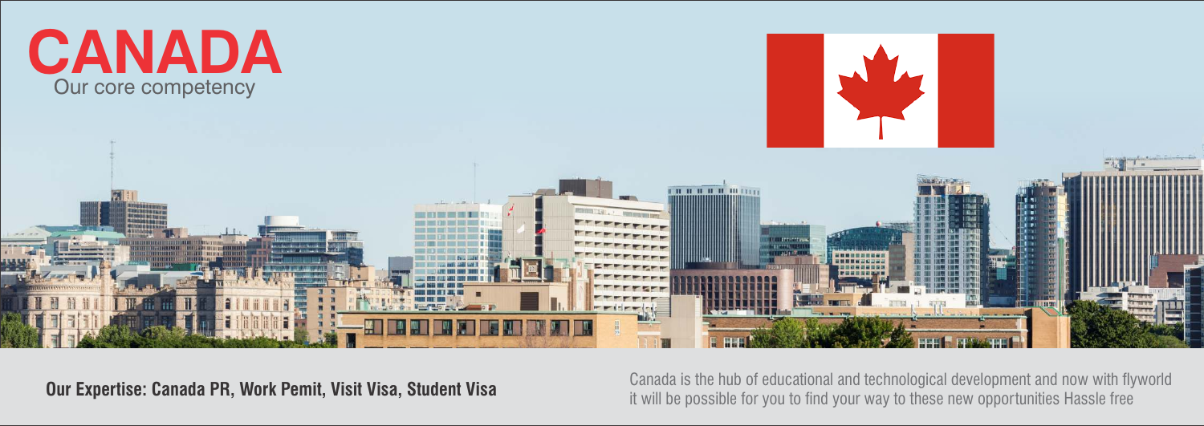# CANADA

Our core competency

**Our Expertise: Canada PR, Work Pemit, Visit Visa, Student Visa**

Canada is the hub of educational and technological development and now with flyworld it will be possible for you to find your way to these new opportunities Hassle free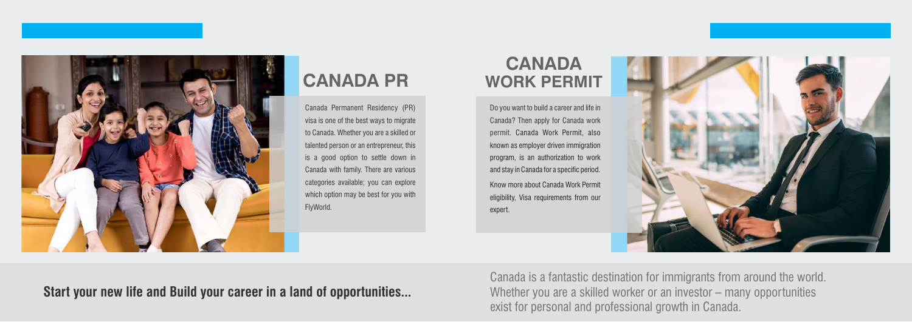## CANADA PR

Canada Permanent Residency (PR) visa is one of the best ways to migrate to Canada. Whether you are a skilled or talented person or an entrepreneur, this is a good option to settle down in Canada with family. There are various categories available; you can explore which option may be best for you with FlyWorld.

## CANADA WORK PERMIT

Do you want to build a career and life in Canada? Then apply for Canada work permit. Canada Work Permit, also known as employer driven immigration program, is an authorization to work and stay in Canada for a specific period.

Know more about Canada Work Permit eligibility, Visa requirements from our expert.

**Start your new life and Build your career in a land of opportunities...**

Canada is a fantastic destination for immigrants from around the world. Whether you are a skilled worker or an investor – many opportunities exist for personal and professional growth in Canada.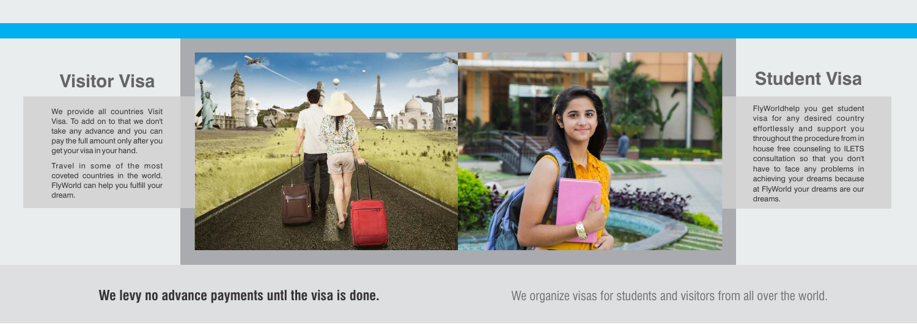## Visitor Visa

We provide all countries Visit Visa. To add on to that we don't take any advance and you can pay the full amount only after you get your visa in your hand.

Travel in some of the most coveted countries in the world. FlyWorld can help you fulfill your dream.

## Student Visa

FlyWorldhelp you get student visa for any desired country effortlessly and support you throughout the procedure from in house free counseling to ILETS consultation so that you don't have to face any problems in achieving your dreams because at FlyWorld your dreams are our dreams.

**We levy no advance payments untl the visa is done.**

We organize visas for students and visitors from all over the world.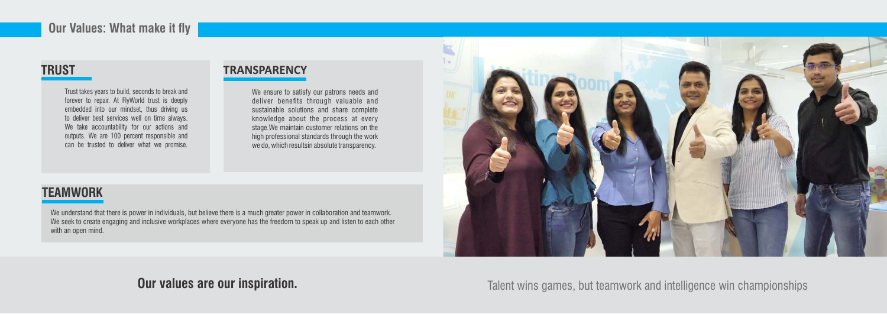## Our Values: What make it fly

### TRUST

Trust takes years to build, seconds to break and forever to repair. At FlyWorld trust is deeply embedded into our mindset, thus driving us to deliver best services well on time always. We take accountability for our actions and outputs. We are 100 percent responsible and can be trusted to deliver what we promise.

### TRANSPARENCY

We ensure to satisfy our patrons needs and deliver benefits through valuable and sustainable solutions and share complete knowledge about the process at every stage.We maintain customer relations on the high professional standards through the work we do, which resultsin absolute transparency.

### TEAMWORK

We understand that there is power in individuals, but believe there is a much greater power in collaboration and teamwork. We seek to create engaging and inclusive workplaces where everyone has the freedom to speak up and listen to each other with an open mind.

**Our values are our inspiration.**

Talent wins games, but teamwork and intelligence win championships